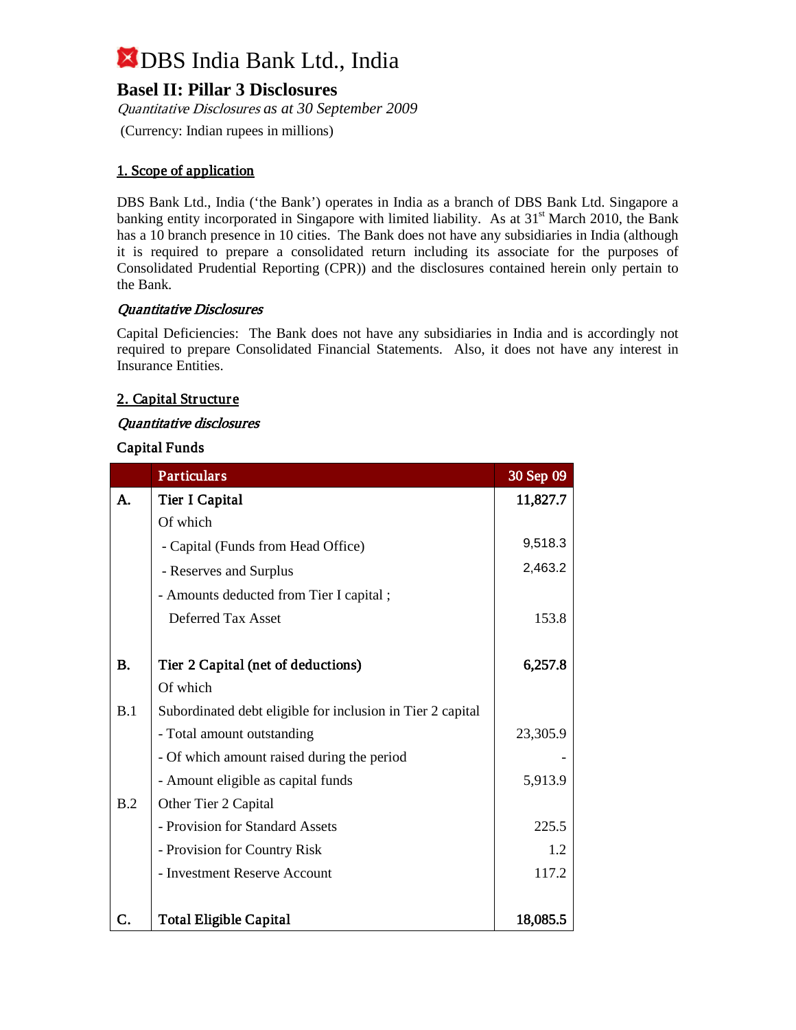# DBS India Bank Ltd., India

## Basel II: Pillar 3 Disclosures

*Quantitative Disclosures as at 30 September 2009*

(Currency: Indian rupees in millions)

### 1. Scope of application

DBS Bank Ltd., India ('the Bank') operates in India as a branch of DBS Bank Ltd. Singapore a banking entity incorporated in Singapore with limited liability. As at 31st March 2010, the Bank has a 10 branch presence in 10 cities. The Bank does not have any subsidiaries in India (although it is required to prepare a consolidated return including its associate for the purposes of Consolidated Prudential Reporting (CPR)) and the disclosures contained herein only pertain to the Bank.

*Quantitative Disclosures*

Capital Deficiencies: The Bank does not have any subsidiaries in India and is accordingly not required to prepare Consolidated Financial Statements. Also, it does not have any interest in Insurance Entities.

### 2. Capital Structure

*Quantitative disclosures*

**Capital Funds**

| | Particulars | 30 Sep 09 |
|---|---|---|
| **A.** | **Tier I Capital** | **11,827.7** |
| | Of which | |
| | - Capital (Funds from Head Office) | 9,518.3 |
| | - Reserves and Surplus | 2,463.2 |
| | - Amounts deducted from Tier I capital ; | |
| | Deferred Tax Asset | 153.8 |
| **B.** | **Tier 2 Capital (net of deductions)** | **6,257.8** |
| | Of which | |
| B.1 | Subordinated debt eligible for inclusion in Tier 2 capital | |
| | - Total amount outstanding | 23,305.9 |
| | - Of which amount raised during the period | - |
| | - Amount eligible as capital funds | 5,913.9 |
| B.2 | Other Tier 2 Capital | |
| | - Provision for Standard Assets | 225.5 |
| | - Provision for Country Risk | 1.2 |
| | - Investment Reserve Account | 117.2 |
| **C.** | **Total Eligible Capital** | **18,085.5** |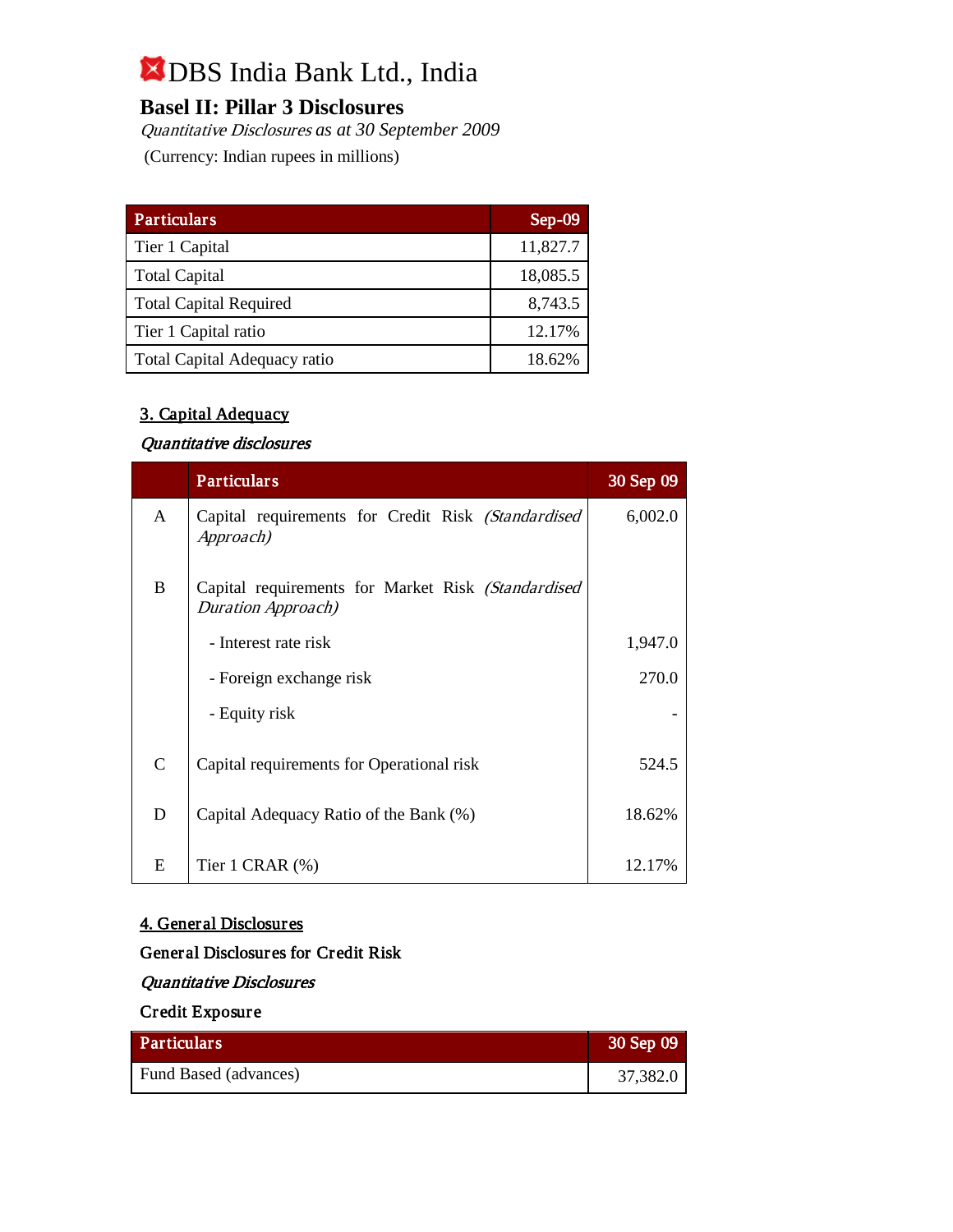# DBS India Bank Ltd., India

## Basel II: Pillar 3 Disclosures

*Quantitative Disclosures as at 30 September 2009*

(Currency: Indian rupees in millions)

| Particulars | Sep-09 |
|---|---|
| Tier 1 Capital | 11,827.7 |
| Total Capital | 18,085.5 |
| Total Capital Required | 8,743.5 |
| Tier 1 Capital ratio | 12.17% |
| Total Capital Adequacy ratio | 18.62% |

### 3. Capital Adequacy

*Quantitative disclosures*

| | Particulars | 30 Sep 09 |
|---|---|---|
| A | Capital requirements for Credit Risk *(Standardised Approach)* | 6,002.0 |
| B | Capital requirements for Market Risk *(Standardised Duration Approach)* | |
| | - Interest rate risk | 1,947.0 |
| | - Foreign exchange risk | 270.0 |
| | - Equity risk | - |
| C | Capital requirements for Operational risk | 524.5 |
| D | Capital Adequacy Ratio of the Bank (%) | 18.62% |
| E | Tier 1 CRAR (%) | 12.17% |

### 4. General Disclosures

**General Disclosures for Credit Risk**

*Quantitative Disclosures*

**Credit Exposure**

| Particulars | 30 Sep 09 |
|---|---|
| Fund Based (advances) | 37,382.0 |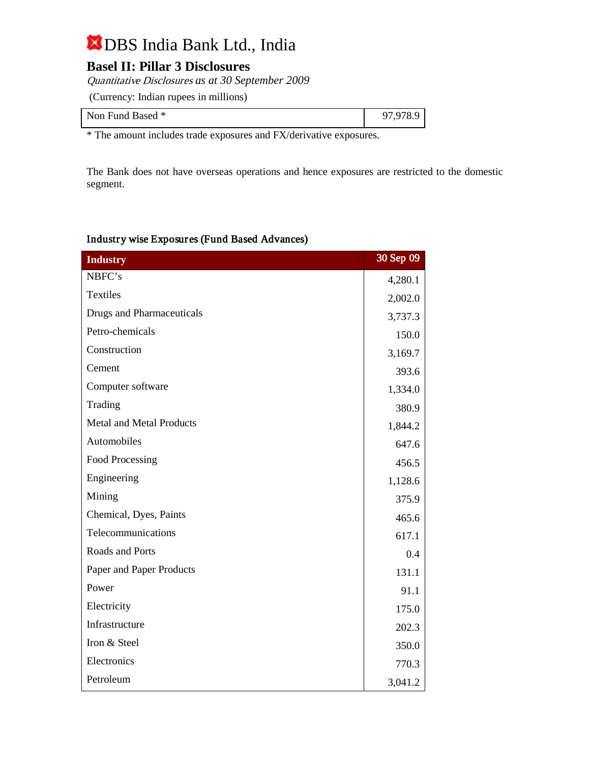# DBS India Bank Ltd., India

## Basel II: Pillar 3 Disclosures

*Quantitative Disclosures as at 30 September 2009*

(Currency: Indian rupees in millions)

| Non Fund Based * | 97,978.9 |
|---|---|

* The amount includes trade exposures and FX/derivative exposures.

The Bank does not have overseas operations and hence exposures are restricted to the domestic segment.

### Industry wise Exposures (Fund Based Advances)

| Industry | 30 Sep 09 |
|---|---|
| NBFC's | 4,280.1 |
| Textiles | 2,002.0 |
| Drugs and Pharmaceuticals | 3,737.3 |
| Petro-chemicals | 150.0 |
| Construction | 3,169.7 |
| Cement | 393.6 |
| Computer software | 1,334.0 |
| Trading | 380.9 |
| Metal and Metal Products | 1,844.2 |
| Automobiles | 647.6 |
| Food Processing | 456.5 |
| Engineering | 1,128.6 |
| Mining | 375.9 |
| Chemical, Dyes, Paints | 465.6 |
| Telecommunications | 617.1 |
| Roads and Ports | 0.4 |
| Paper and Paper Products | 131.1 |
| Power | 91.1 |
| Electricity | 175.0 |
| Infrastructure | 202.3 |
| Iron & Steel | 350.0 |
| Electronics | 770.3 |
| Petroleum | 3,041.2 |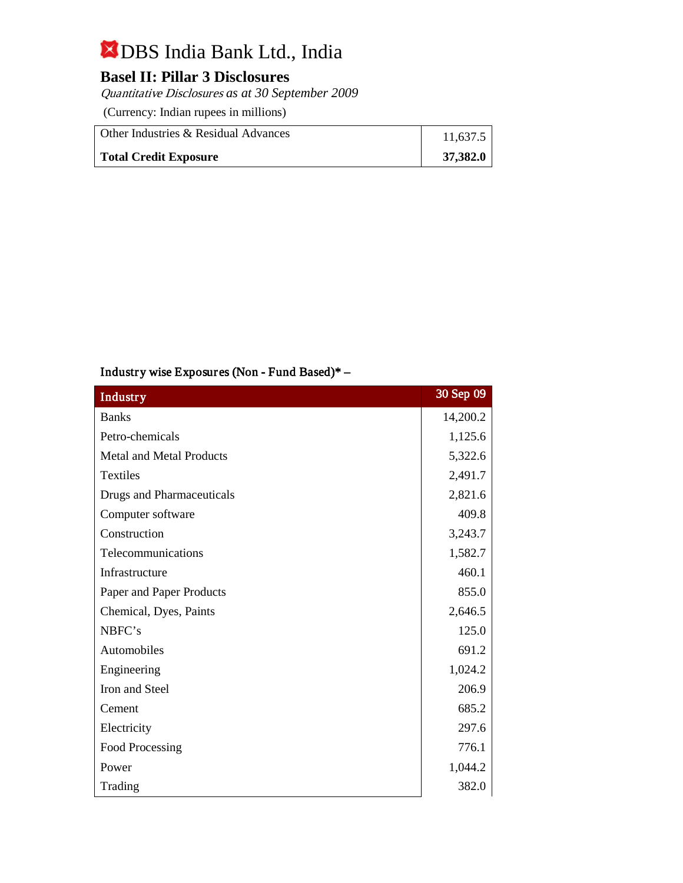# DBS India Bank Ltd., India

## Basel II: Pillar 3 Disclosures

*Quantitative Disclosures* as at 30 September 2009

(Currency: Indian rupees in millions)

| | |
|---|---|
| Other Industries & Residual Advances | 11,637.5 |
| **Total Credit Exposure** | **37,382.0** |

### Industry wise Exposures (Non - Fund Based)* –

| Industry | 30 Sep 09 |
|---|---|
| Banks | 14,200.2 |
| Petro-chemicals | 1,125.6 |
| Metal and Metal Products | 5,322.6 |
| Textiles | 2,491.7 |
| Drugs and Pharmaceuticals | 2,821.6 |
| Computer software | 409.8 |
| Construction | 3,243.7 |
| Telecommunications | 1,582.7 |
| Infrastructure | 460.1 |
| Paper and Paper Products | 855.0 |
| Chemical, Dyes, Paints | 2,646.5 |
| NBFC's | 125.0 |
| Automobiles | 691.2 |
| Engineering | 1,024.2 |
| Iron and Steel | 206.9 |
| Cement | 685.2 |
| Electricity | 297.6 |
| Food Processing | 776.1 |
| Power | 1,044.2 |
| Trading | 382.0 |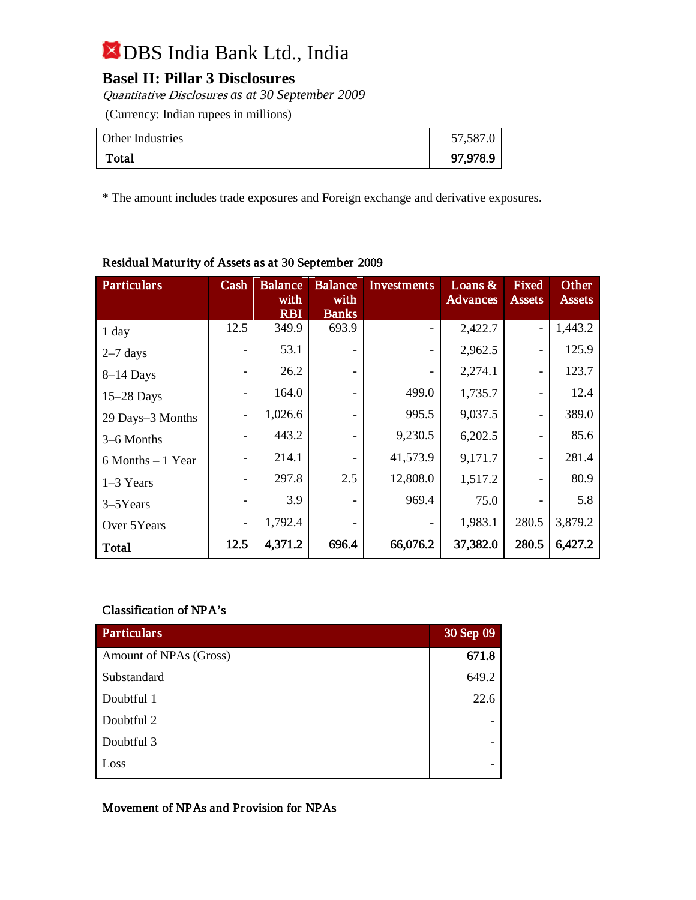# DBS India Bank Ltd., India

## Basel II: Pillar 3 Disclosures

*Quantitative Disclosures* as at 30 September 2009

(Currency: Indian rupees in millions)

| | |
|---|---|
| Other Industries | 57,587.0 |
| **Total** | **97,978.9** |

\* The amount includes trade exposures and Foreign exchange and derivative exposures.

### Residual Maturity of Assets as at 30 September 2009

| Particulars | Cash | Balance with RBI | Balance with Banks | Investments | Loans & Advances | Fixed Assets | Other Assets |
|---|---|---|---|---|---|---|---|
| 1 day | 12.5 | 349.9 | 693.9 | - | 2,422.7 | - | 1,443.2 |
| 2–7 days | - | 53.1 | - | - | 2,962.5 | - | 125.9 |
| 8–14 Days | - | 26.2 | - | - | 2,274.1 | - | 123.7 |
| 15–28 Days | - | 164.0 | - | 499.0 | 1,735.7 | - | 12.4 |
| 29 Days–3 Months | - | 1,026.6 | - | 995.5 | 9,037.5 | - | 389.0 |
| 3–6 Months | - | 443.2 | - | 9,230.5 | 6,202.5 | - | 85.6 |
| 6 Months – 1 Year | - | 214.1 | - | 41,573.9 | 9,171.7 | - | 281.4 |
| 1–3 Years | - | 297.8 | 2.5 | 12,808.0 | 1,517.2 | - | 80.9 |
| 3–5Years | - | 3.9 | - | 969.4 | 75.0 | - | 5.8 |
| Over 5Years | - | 1,792.4 | - | - | 1,983.1 | 280.5 | 3,879.2 |
| **Total** | **12.5** | **4,371.2** | **696.4** | **66,076.2** | **37,382.0** | **280.5** | **6,427.2** |

### Classification of NPA's

| Particulars | 30 Sep 09 |
|---|---|
| Amount of NPAs (Gross) | **671.8** |
| Substandard | 649.2 |
| Doubtful 1 | 22.6 |
| Doubtful 2 | - |
| Doubtful 3 | - |
| Loss | - |

### Movement of NPAs and Provision for NPAs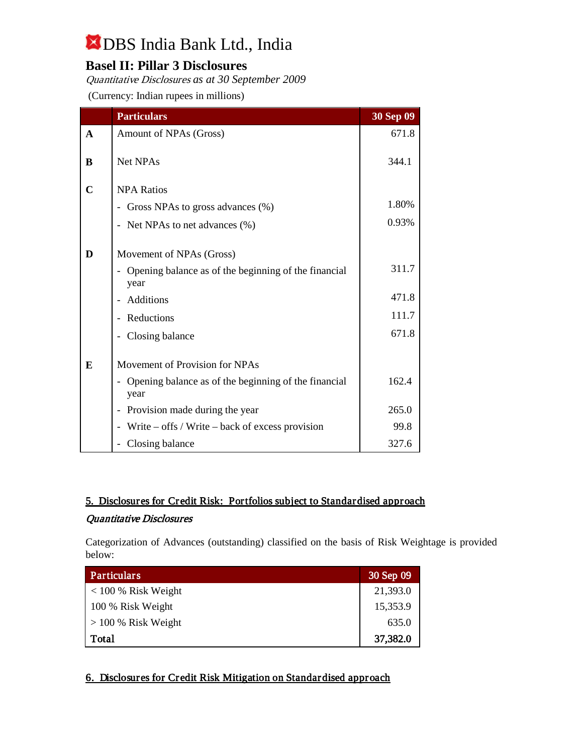# DBS India Bank Ltd., India

## Basel II: Pillar 3 Disclosures

*Quantitative Disclosures as at 30 September 2009*

(Currency: Indian rupees in millions)

| | Particulars | 30 Sep 09 |
|---|---|---|
| A | Amount of NPAs (Gross) | 671.8 |
| B | Net NPAs | 344.1 |
| C | NPA Ratios | |
| | - Gross NPAs to gross advances (%) | 1.80% |
| | - Net NPAs to net advances (%) | 0.93% |
| D | Movement of NPAs (Gross) | |
| | - Opening balance as of the beginning of the financial year | 311.7 |
| | - Additions | 471.8 |
| | - Reductions | 111.7 |
| | - Closing balance | 671.8 |
| E | Movement of Provision for NPAs | |
| | - Opening balance as of the beginning of the financial year | 162.4 |
| | - Provision made during the year | 265.0 |
| | - Write – offs / Write – back of excess provision | 99.8 |
| | - Closing balance | 327.6 |

### 5. Disclosures for Credit Risk: Portfolios subject to Standardised approach

*Quantitative Disclosures*

Categorization of Advances (outstanding) classified on the basis of Risk Weightage is provided below:

| Particulars | 30 Sep 09 |
|---|---|
| < 100 % Risk Weight | 21,393.0 |
| 100 % Risk Weight | 15,353.9 |
| > 100 % Risk Weight | 635.0 |
| **Total** | **37,382.0** |

### 6. Disclosures for Credit Risk Mitigation on Standardised approach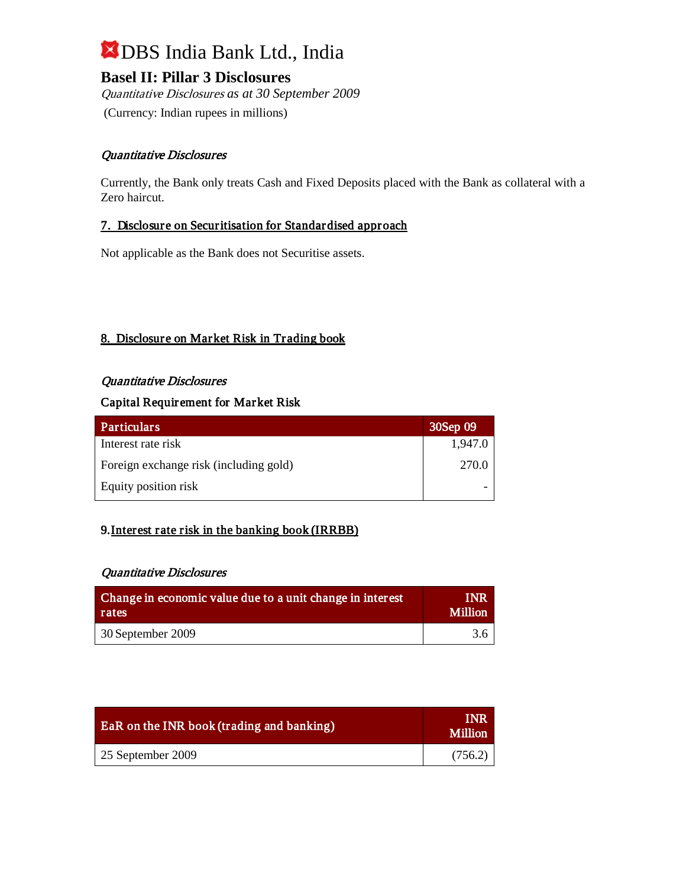# DBS India Bank Ltd., India

## Basel II: Pillar 3 Disclosures

*Quantitative Disclosures as at 30 September 2009*

(Currency: Indian rupees in millions)

*Quantitative Disclosures*

Currently, the Bank only treats Cash and Fixed Deposits placed with the Bank as collateral with a Zero haircut.

### 7. Disclosure on Securitisation for Standardised approach

Not applicable as the Bank does not Securitise assets.

### 8. Disclosure on Market Risk in Trading book

*Quantitative Disclosures*

**Capital Requirement for Market Risk**

| Particulars | 30Sep 09 |
|---|---|
| Interest rate risk | 1,947.0 |
| Foreign exchange risk (including gold) | 270.0 |
| Equity position risk | - |

### 9. Interest rate risk in the banking book (IRRBB)

*Quantitative Disclosures*

| Change in economic value due to a unit change in interest rates | INR Million |
|---|---|
| 30 September 2009 | 3.6 |

| EaR on the INR book (trading and banking) | INR Million |
|---|---|
| 25 September 2009 | (756.2) |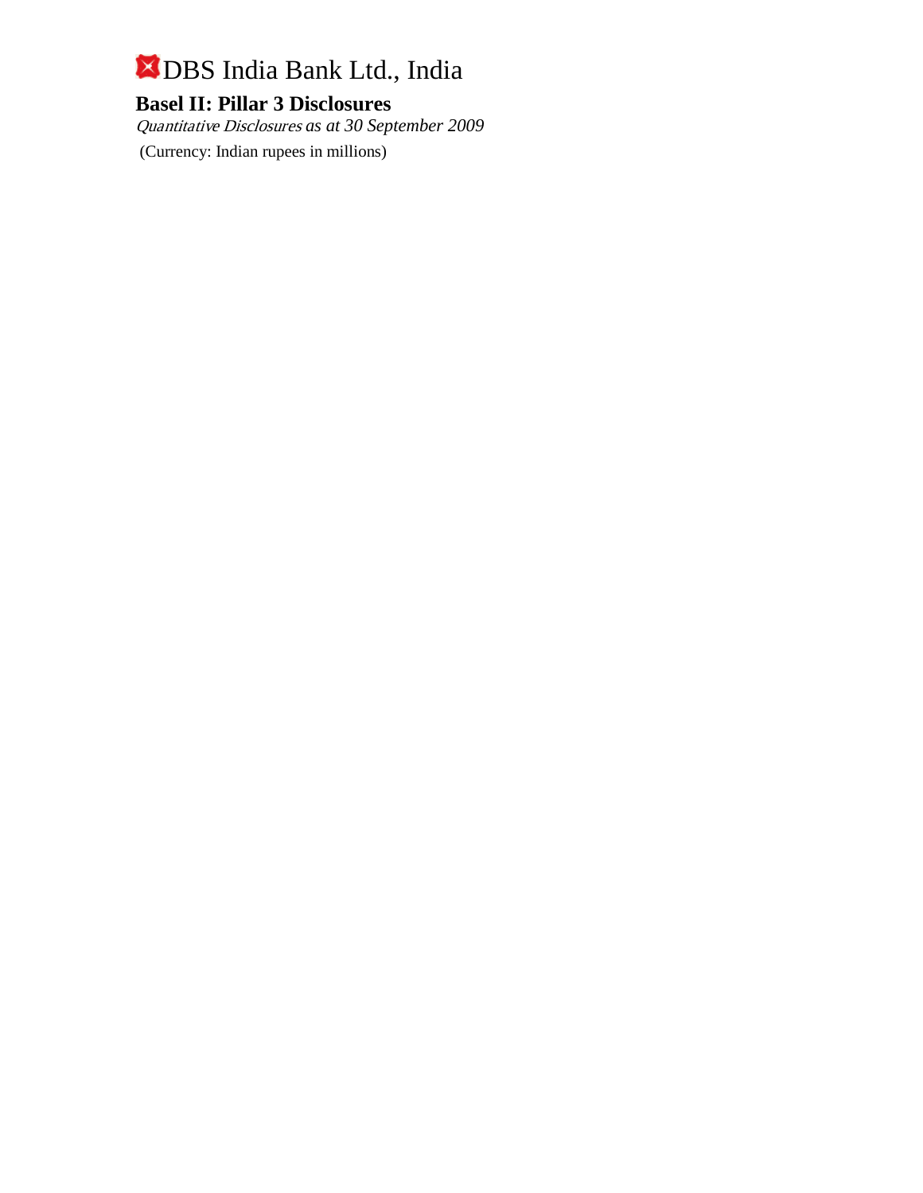# DBS India Bank Ltd., India

## Basel II: Pillar 3 Disclosures

*Quantitative Disclosures as at 30 September 2009*

(Currency: Indian rupees in millions)